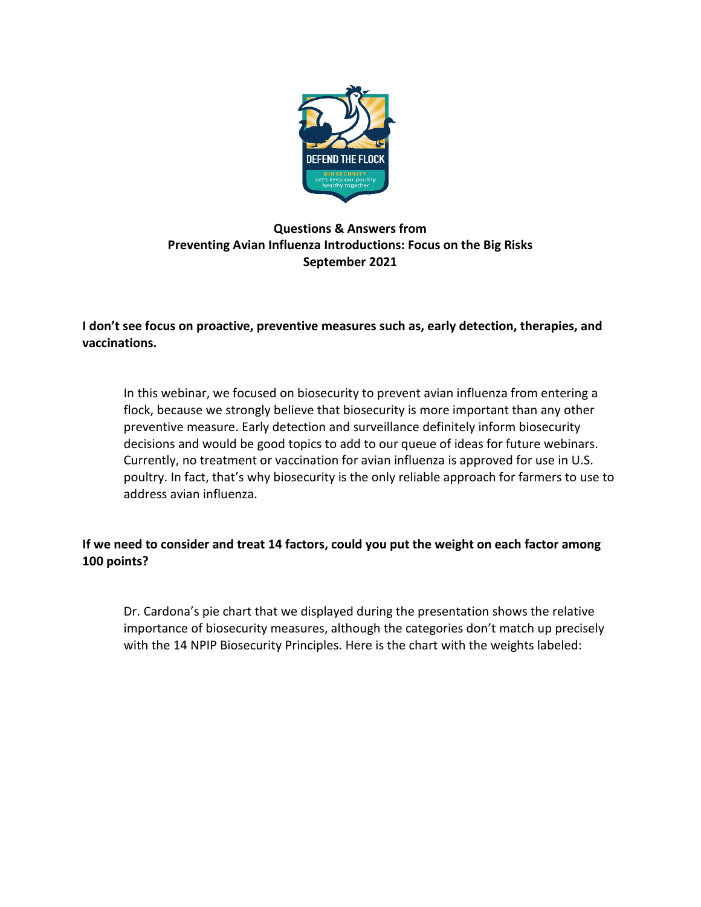**Questions & Answers from**
**Preventing Avian Influenza Introductions: Focus on the Big Risks**
**September 2021**

**I don't see focus on proactive, preventive measures such as, early detection, therapies, and vaccinations.**

In this webinar, we focused on biosecurity to prevent avian influenza from entering a flock, because we strongly believe that biosecurity is more important than any other preventive measure. Early detection and surveillance definitely inform biosecurity decisions and would be good topics to add to our queue of ideas for future webinars. Currently, no treatment or vaccination for avian influenza is approved for use in U.S. poultry. In fact, that's why biosecurity is the only reliable approach for farmers to use to address avian influenza.

**If we need to consider and treat 14 factors, could you put the weight on each factor among 100 points?**

Dr. Cardona's pie chart that we displayed during the presentation shows the relative importance of biosecurity measures, although the categories don't match up precisely with the 14 NPIP Biosecurity Principles. Here is the chart with the weights labeled: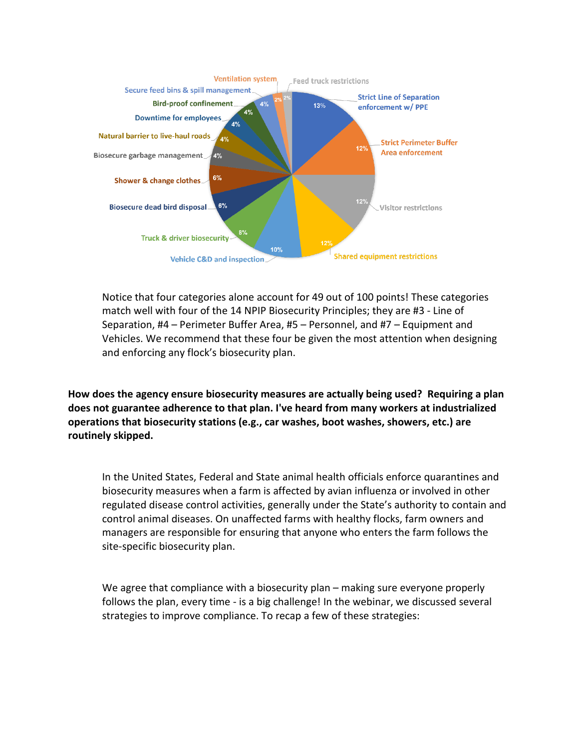| Category | Percentage |
|---|---|
| Strict Line of Separation enforcement w/ PPE | 13% |
| Strict Perimeter Buffer Area enforcement | 12% |
| Visitor restrictions | 12% |
| Shared equipment restrictions | 12% |
| Vehicle C&D and inspection | 10% |
| Truck & driver biosecurity | 8% |
| Biosecure dead bird disposal | 6% |
| Shower & change clothes | 6% |
| Biosecure garbage management | 4% |
| Natural barrier to live-haul roads | 4% |
| Downtime for employees | 4% |
| Bird-proof confinement | 4% |
| Secure feed bins & spill management | 4% |
| Ventilation system | 2% |
| Feed truck restrictions | 2% |

Notice that four categories alone account for 49 out of 100 points! These categories match well with four of the 14 NPIP Biosecurity Principles; they are #3 - Line of Separation, #4 – Perimeter Buffer Area, #5 – Personnel, and #7 – Equipment and Vehicles. We recommend that these four be given the most attention when designing and enforcing any flock's biosecurity plan.

**How does the agency ensure biosecurity measures are actually being used? Requiring a plan does not guarantee adherence to that plan. I've heard from many workers at industrialized operations that biosecurity stations (e.g., car washes, boot washes, showers, etc.) are routinely skipped.**

In the United States, Federal and State animal health officials enforce quarantines and biosecurity measures when a farm is affected by avian influenza or involved in other regulated disease control activities, generally under the State's authority to contain and control animal diseases. On unaffected farms with healthy flocks, farm owners and managers are responsible for ensuring that anyone who enters the farm follows the site-specific biosecurity plan.

We agree that compliance with a biosecurity plan – making sure everyone properly follows the plan, every time - is a big challenge! In the webinar, we discussed several strategies to improve compliance. To recap a few of these strategies: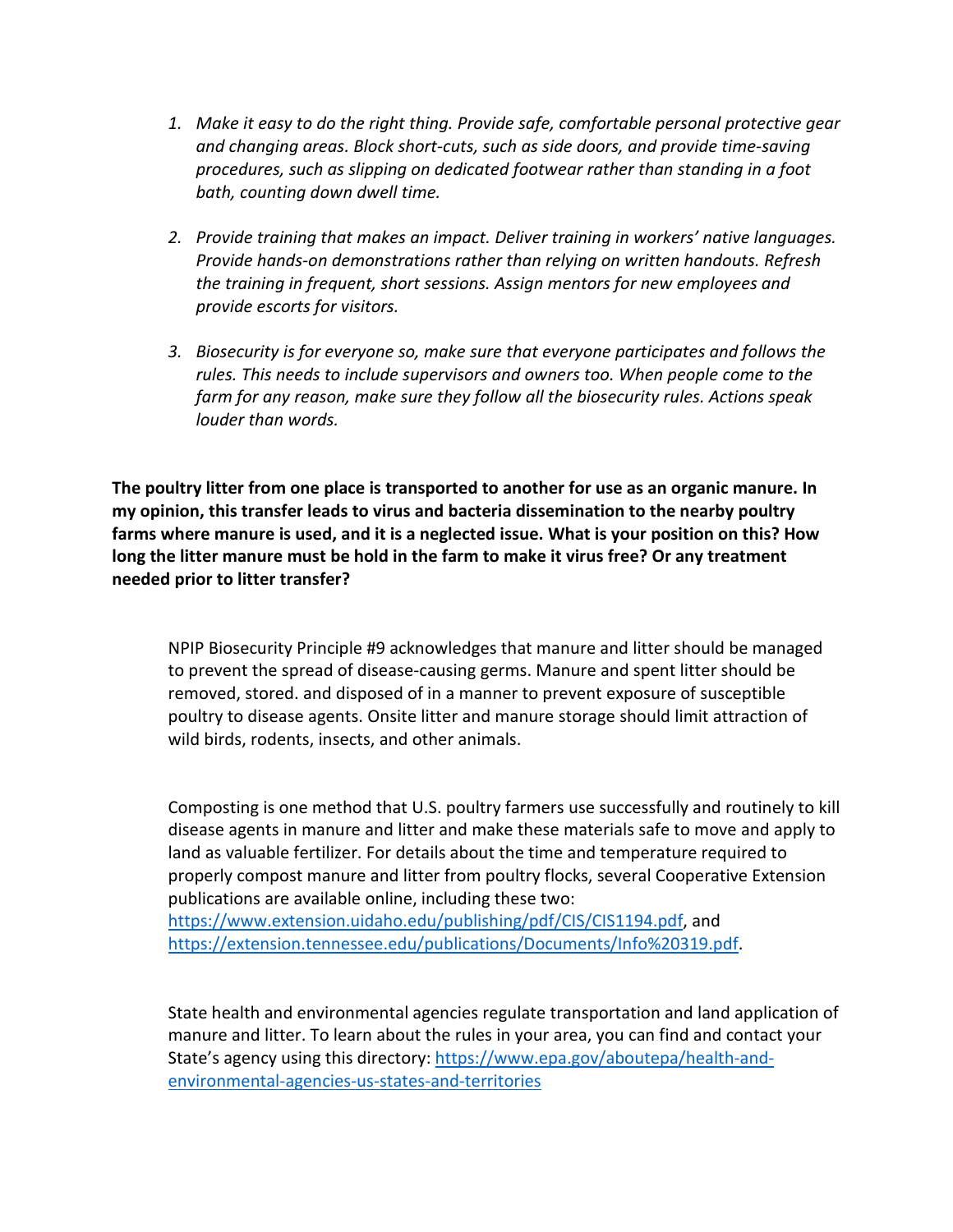1. *Make it easy to do the right thing. Provide safe, comfortable personal protective gear and changing areas. Block short-cuts, such as side doors, and provide time-saving procedures, such as slipping on dedicated footwear rather than standing in a foot bath, counting down dwell time.*

2. *Provide training that makes an impact. Deliver training in workers' native languages. Provide hands-on demonstrations rather than relying on written handouts. Refresh the training in frequent, short sessions. Assign mentors for new employees and provide escorts for visitors.*

3. *Biosecurity is for everyone so, make sure that everyone participates and follows the rules. This needs to include supervisors and owners too. When people come to the farm for any reason, make sure they follow all the biosecurity rules. Actions speak louder than words.*

**The poultry litter from one place is transported to another for use as an organic manure. In my opinion, this transfer leads to virus and bacteria dissemination to the nearby poultry farms where manure is used, and it is a neglected issue. What is your position on this? How long the litter manure must be hold in the farm to make it virus free? Or any treatment needed prior to litter transfer?**

NPIP Biosecurity Principle #9 acknowledges that manure and litter should be managed to prevent the spread of disease-causing germs. Manure and spent litter should be removed, stored. and disposed of in a manner to prevent exposure of susceptible poultry to disease agents. Onsite litter and manure storage should limit attraction of wild birds, rodents, insects, and other animals.

Composting is one method that U.S. poultry farmers use successfully and routinely to kill disease agents in manure and litter and make these materials safe to move and apply to land as valuable fertilizer. For details about the time and temperature required to properly compost manure and litter from poultry flocks, several Cooperative Extension publications are available online, including these two: https://www.extension.uidaho.edu/publishing/pdf/CIS/CIS1194.pdf, and https://extension.tennessee.edu/publications/Documents/Info%20319.pdf.

State health and environmental agencies regulate transportation and land application of manure and litter. To learn about the rules in your area, you can find and contact your State's agency using this directory: https://www.epa.gov/aboutepa/health-and-environmental-agencies-us-states-and-territories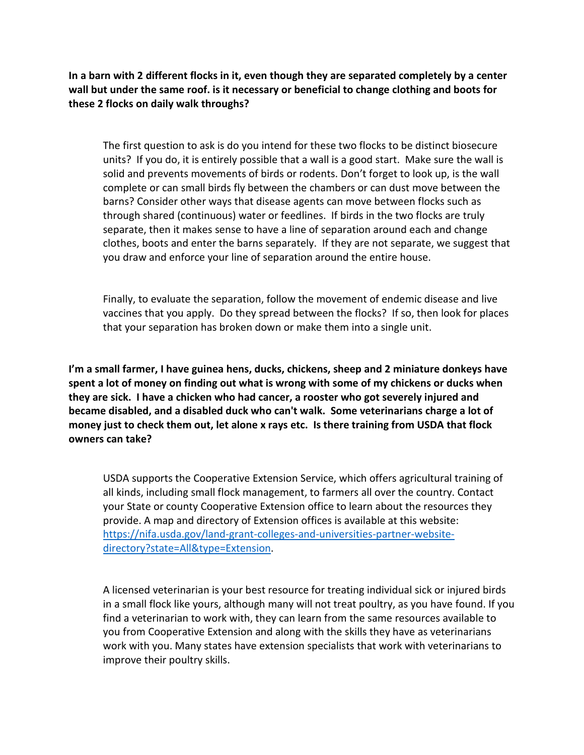**In a barn with 2 different flocks in it, even though they are separated completely by a center wall but under the same roof. is it necessary or beneficial to change clothing and boots for these 2 flocks on daily walk throughs?**

The first question to ask is do you intend for these two flocks to be distinct biosecure units? If you do, it is entirely possible that a wall is a good start. Make sure the wall is solid and prevents movements of birds or rodents. Don't forget to look up, is the wall complete or can small birds fly between the chambers or can dust move between the barns? Consider other ways that disease agents can move between flocks such as through shared (continuous) water or feedlines. If birds in the two flocks are truly separate, then it makes sense to have a line of separation around each and change clothes, boots and enter the barns separately. If they are not separate, we suggest that you draw and enforce your line of separation around the entire house.

Finally, to evaluate the separation, follow the movement of endemic disease and live vaccines that you apply. Do they spread between the flocks? If so, then look for places that your separation has broken down or make them into a single unit.

**I'm a small farmer, I have guinea hens, ducks, chickens, sheep and 2 miniature donkeys have spent a lot of money on finding out what is wrong with some of my chickens or ducks when they are sick. I have a chicken who had cancer, a rooster who got severely injured and became disabled, and a disabled duck who can't walk. Some veterinarians charge a lot of money just to check them out, let alone x rays etc. Is there training from USDA that flock owners can take?**

USDA supports the Cooperative Extension Service, which offers agricultural training of all kinds, including small flock management, to farmers all over the country. Contact your State or county Cooperative Extension office to learn about the resources they provide. A map and directory of Extension offices is available at this website: [https://nifa.usda.gov/land-grant-colleges-and-universities-partner-website-directory?state=All&type=Extension](https://nifa.usda.gov/land-grant-colleges-and-universities-partner-website-directory?state=All&type=Extension).

A licensed veterinarian is your best resource for treating individual sick or injured birds in a small flock like yours, although many will not treat poultry, as you have found. If you find a veterinarian to work with, they can learn from the same resources available to you from Cooperative Extension and along with the skills they have as veterinarians work with you. Many states have extension specialists that work with veterinarians to improve their poultry skills.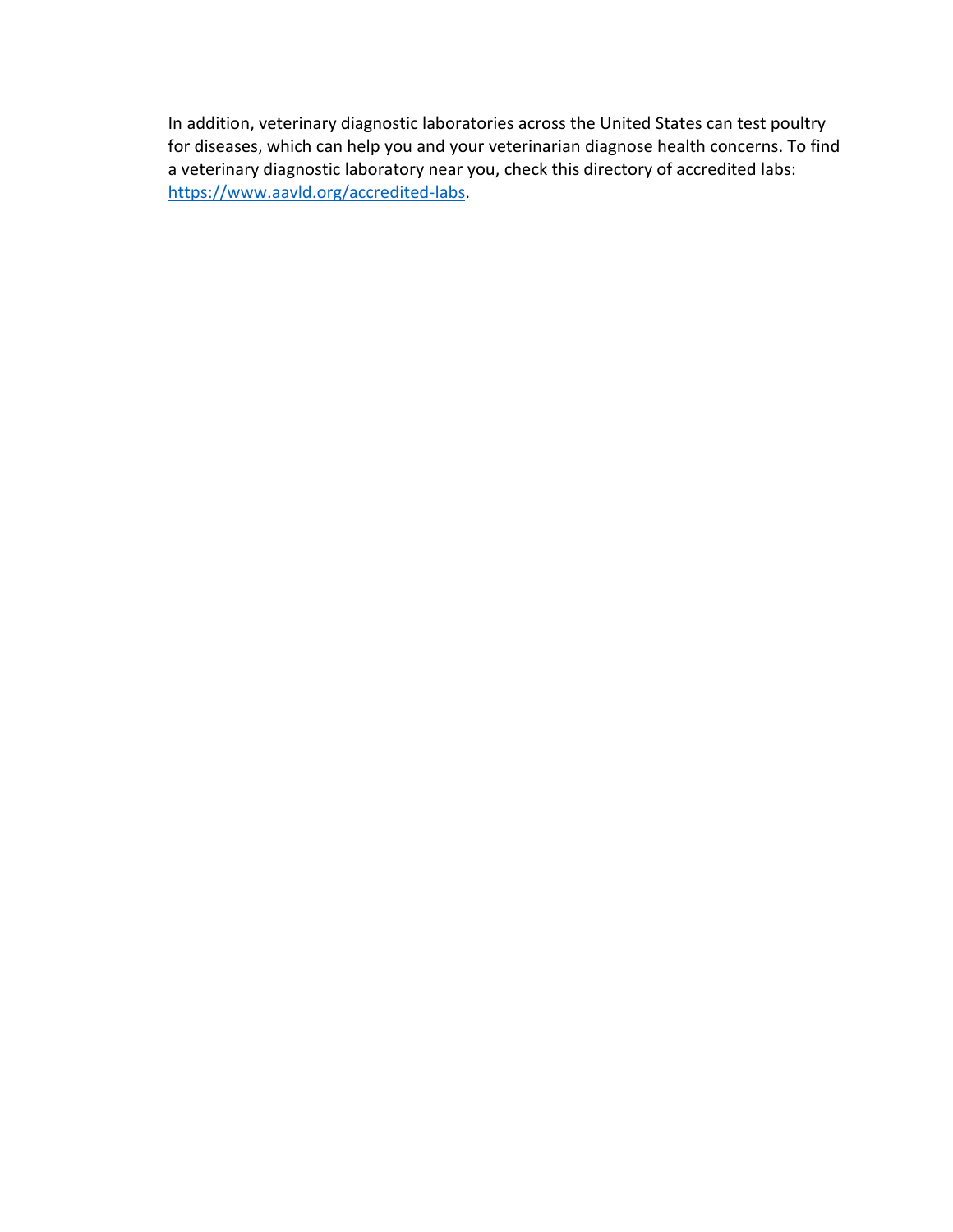In addition, veterinary diagnostic laboratories across the United States can test poultry for diseases, which can help you and your veterinarian diagnose health concerns. To find a veterinary diagnostic laboratory near you, check this directory of accredited labs: https://www.aavld.org/accredited-labs.